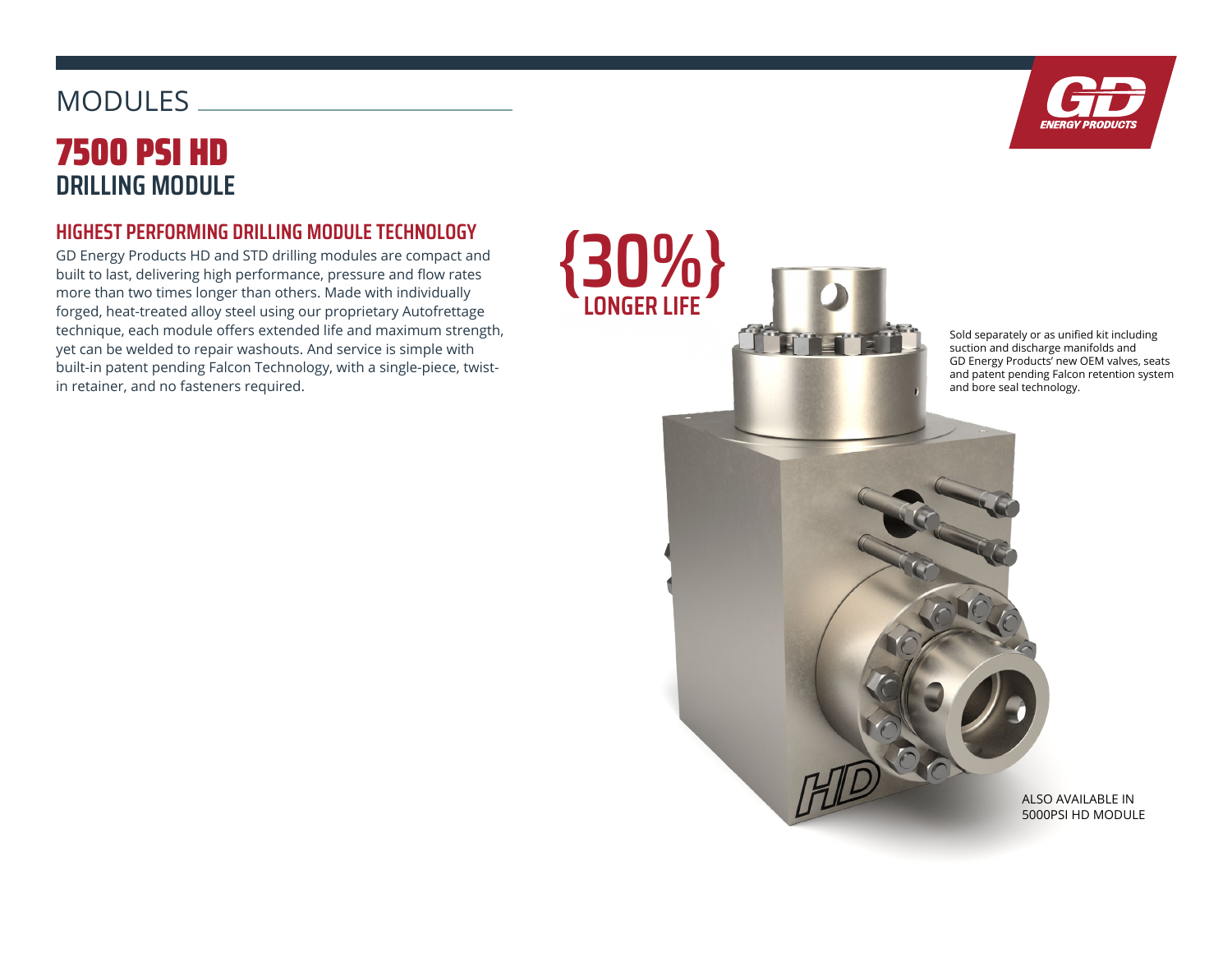MODULES

# 7500 PSI HD
## DRILLING MODULE

### HIGHEST PERFORMING DRILLING MODULE TECHNOLOGY

GD Energy Products HD and STD drilling modules are compact and built to last, delivering high performance, pressure and flow rates more than two times longer than others. Made with individually forged, heat-treated alloy steel using our proprietary Autofrettage technique, each module offers extended life and maximum strength, yet can be welded to repair washouts. And service is simple with built-in patent pending Falcon Technology, with a single-piece, twist-in retainer, and no fasteners required.

{30%} LONGER LIFE

Sold separately or as unified kit including suction and discharge manifolds and GD Energy Products' new OEM valves, seats and patent pending Falcon retention system and bore seal technology.

ALSO AVAILABLE IN 5000PSI HD MODULE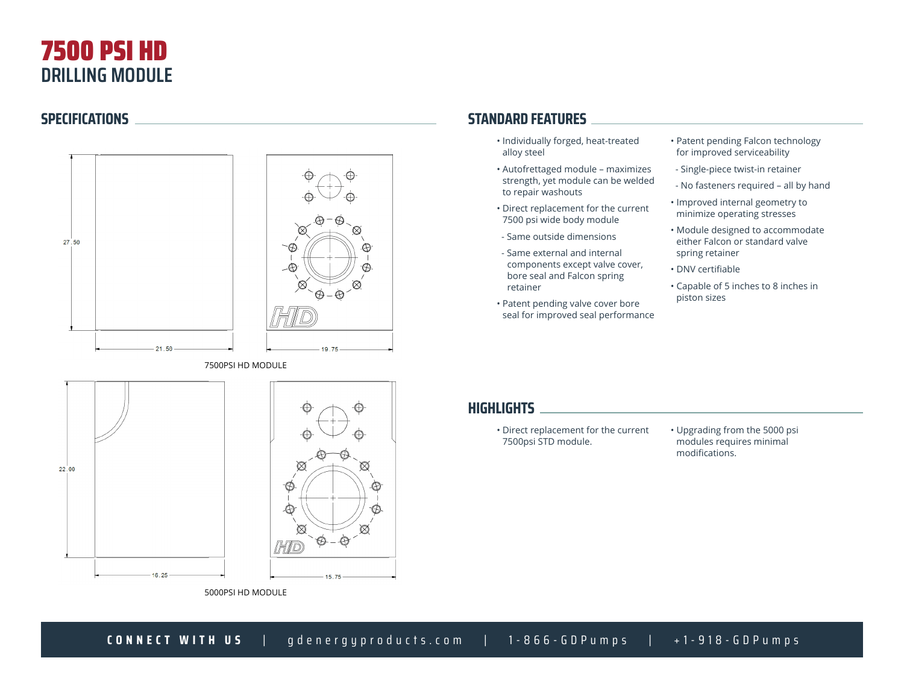# 7500 PSI HD
## DRILLING MODULE

## SPECIFICATIONS

27.50

21.50

19.75

7500PSI HD MODULE

22.00

16.25

15.75

5000PSI HD MODULE

## STANDARD FEATURES

- Individually forged, heat-treated alloy steel
- Autofrettaged module – maximizes strength, yet module can be welded to repair washouts
- Direct replacement for the current 7500 psi wide body module
  - Same outside dimensions
  - Same external and internal components except valve cover, bore seal and Falcon spring retainer
- Patent pending valve cover bore seal for improved seal performance
- Patent pending Falcon technology for improved serviceability
  - Single-piece twist-in retainer
  - No fasteners required – all by hand
- Improved internal geometry to minimize operating stresses
- Module designed to accommodate either Falcon or standard valve spring retainer
- DNV certifiable
- Capable of 5 inches to 8 inches in piston sizes

## HIGHLIGHTS

- Direct replacement for the current 7500psi STD module.
- Upgrading from the 5000 psi modules requires minimal modifications.

**CONNECT WITH US** | gdenergyproducts.com | 1-866-GDPumps | +1-918-GDPumps